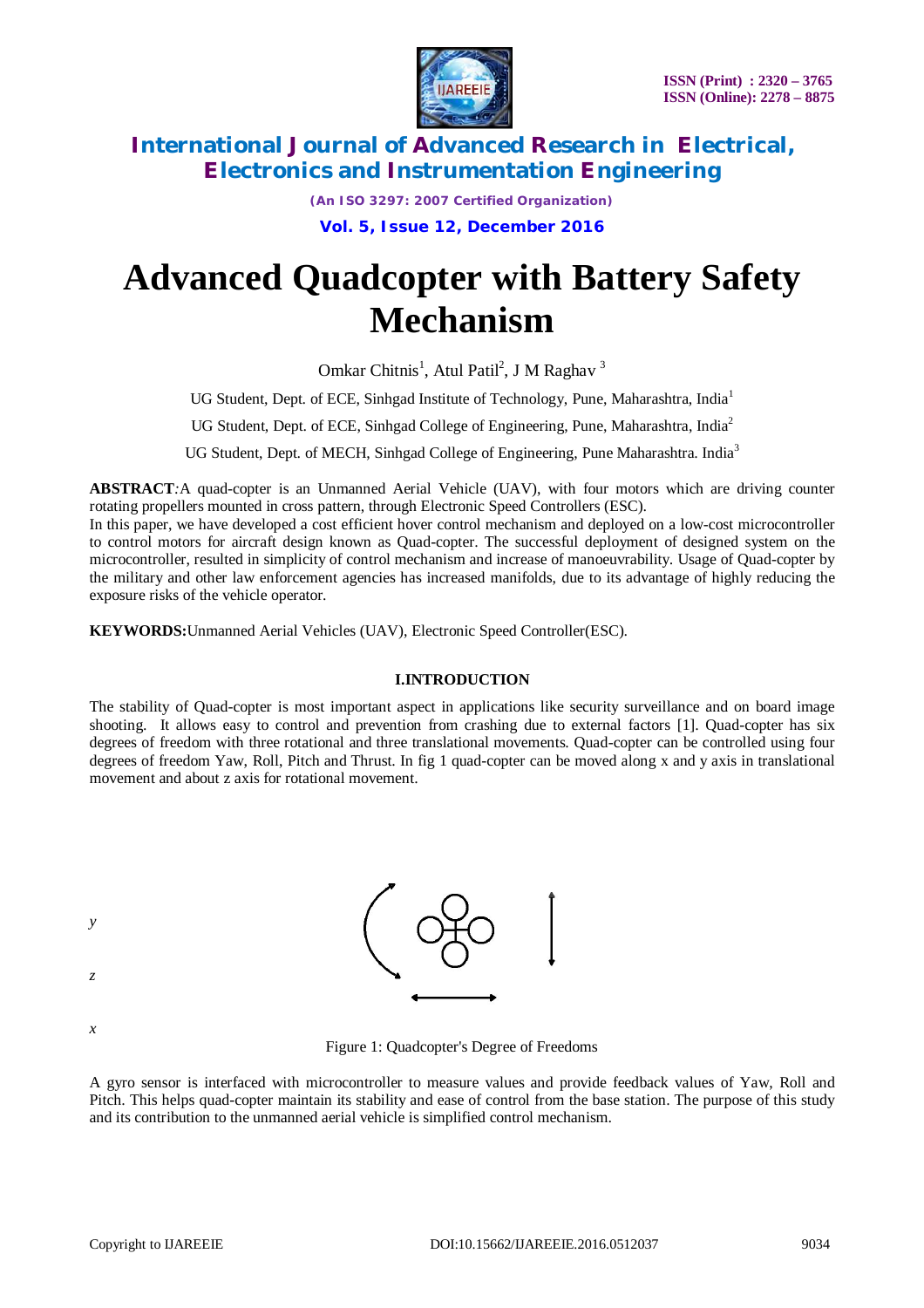# Advanced Quadcopter with Battery Safety Mechanism

Omkar Chitnis[1], Atul Patil[2], J M Raghav [3]

UG Student, Dept. of ECE, Sinhgad Institute of Technology, Pune, Maharashtra, India[1]

UG Student, Dept. of ECE, Sinhgad College of Engineering, Pune, Maharashtra, India[2]

UG Student, Dept. of MECH, Sinhgad College of Engineering, Pune Maharashtra. India[3]

**ABSTRACT**:A quad-copter is an Unmanned Aerial Vehicle (UAV), with four motors which are driving counter rotating propellers mounted in cross pattern, through Electronic Speed Controllers (ESC).
In this paper, we have developed a cost efficient hover control mechanism and deployed on a low-cost microcontroller to control motors for aircraft design known as Quad-copter. The successful deployment of designed system on the microcontroller, resulted in simplicity of control mechanism and increase of manoeuvrability. Usage of Quad-copter by the military and other law enforcement agencies has increased manifolds, due to its advantage of highly reducing the exposure risks of the vehicle operator.

**KEYWORDS:**Unmanned Aerial Vehicles (UAV), Electronic Speed Controller(ESC).

## I.INTRODUCTION

The stability of Quad-copter is most important aspect in applications like security surveillance and on board image shooting. It allows easy to control and prevention from crashing due to external factors [1]. Quad-copter has six degrees of freedom with three rotational and three translational movements. Quad-copter can be controlled using four degrees of freedom Yaw, Roll, Pitch and Thrust. In fig 1 quad-copter can be moved along x and y axis in translational movement and about z axis for rotational movement.

y

z

x

Figure 1: Quadcopter's Degree of Freedoms

A gyro sensor is interfaced with microcontroller to measure values and provide feedback values of Yaw, Roll and Pitch. This helps quad-copter maintain its stability and ease of control from the base station. The purpose of this study and its contribution to the unmanned aerial vehicle is simplified control mechanism.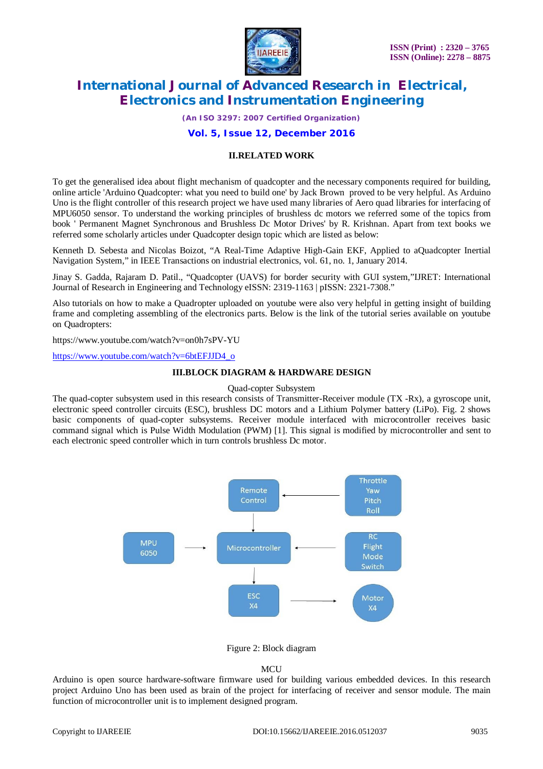## II.RELATED WORK

To get the generalised idea about flight mechanism of quadcopter and the necessary components required for building, online article 'Arduino Quadcopter: what you need to build one' by Jack Brown proved to be very helpful. As Arduino Uno is the flight controller of this research project we have used many libraries of Aero quad libraries for interfacing of MPU6050 sensor. To understand the working principles of brushless dc motors we referred some of the topics from book ' Permanent Magnet Synchronous and Brushless Dc Motor Drives' by R. Krishnan. Apart from text books we referred some scholarly articles under Quadcopter design topic which are listed as below:

Kenneth D. Sebesta and Nicolas Boizot, "A Real-Time Adaptive High-Gain EKF, Applied to aQuadcopter Inertial Navigation System," in IEEE Transactions on industrial electronics, vol. 61, no. 1, January 2014.

Jinay S. Gadda, Rajaram D. Patil., "Quadcopter (UAVS) for border security with GUI system,"IJRET: International Journal of Research in Engineering and Technology eISSN: 2319-1163 | pISSN: 2321-7308."

Also tutorials on how to make a Quadropter uploaded on youtube were also very helpful in getting insight of building frame and completing assembling of the electronics parts. Below is the link of the tutorial series available on youtube on Quadropters:

https://www.youtube.com/watch?v=on0h7sPV-YU

https://www.youtube.com/watch?v=6btEFJJD4_o

## III.BLOCK DIAGRAM & HARDWARE DESIGN

Quad-copter Subsystem

The quad-copter subsystem used in this research consists of Transmitter-Receiver module (TX -Rx), a gyroscope unit, electronic speed controller circuits (ESC), brushless DC motors and a Lithium Polymer battery (LiPo). Fig. 2 shows basic components of quad-copter subsystems. Receiver module interfaced with microcontroller receives basic command signal which is Pulse Width Modulation (PWM) [1]. This signal is modified by microcontroller and sent to each electronic speed controller which in turn controls brushless Dc motor.

Throttle Yaw Pitch Roll → Remote Control → Microcontroller

MPU 6050 → Microcontroller ← RC Flight Mode Switch

Microcontroller → ESC X4 → Motor X4

Figure 2: Block diagram

MCU

Arduino is open source hardware-software firmware used for building various embedded devices. In this research project Arduino Uno has been used as brain of the project for interfacing of receiver and sensor module. The main function of microcontroller unit is to implement designed program.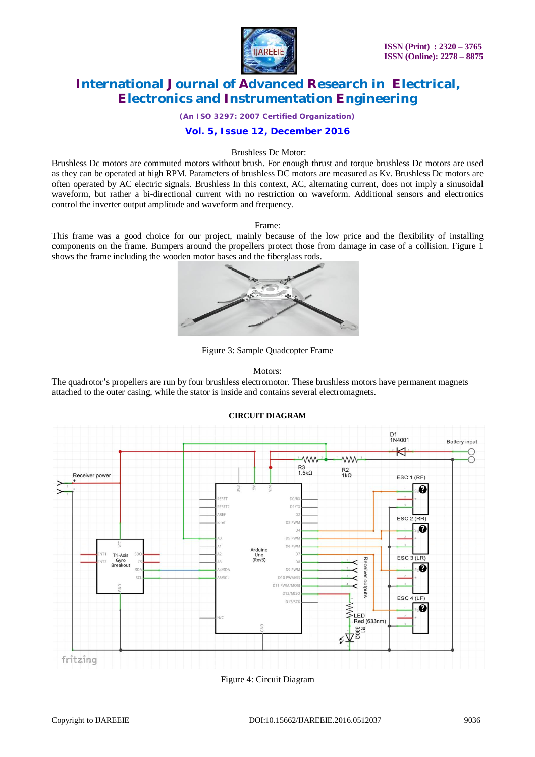Brushless Dc Motor:

Brushless Dc motors are commuted motors without brush. For enough thrust and torque brushless Dc motors are used as they can be operated at high RPM. Parameters of brushless DC motors are measured as Kv. Brushless Dc motors are often operated by AC electric signals. Brushless In this context, AC, alternating current, does not imply a sinusoidal waveform, but rather a bi-directional current with no restriction on waveform. Additional sensors and electronics control the inverter output amplitude and waveform and frequency.

Frame:

This frame was a good choice for our project, mainly because of the low price and the flexibility of installing components on the frame. Bumpers around the propellers protect those from damage in case of a collision. Figure 1 shows the frame including the wooden motor bases and the fiberglass rods.

Figure 3: Sample Quadcopter Frame

Motors:

The quadrotor's propellers are run by four brushless electromotor. These brushless motors have permanent magnets attached to the outer casing, while the stator is inside and contains several electromagnets.

**CIRCUIT DIAGRAM**

Figure 4: Circuit Diagram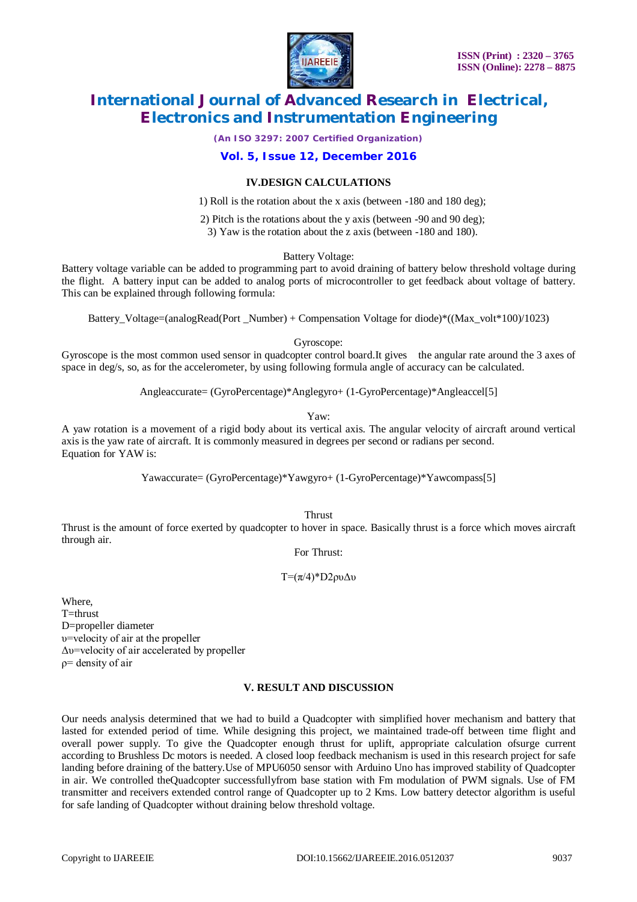## IV.DESIGN CALCULATIONS

1) Roll is the rotation about the x axis (between -180 and 180 deg);

2) Pitch is the rotations about the y axis (between -90 and 90 deg);

3) Yaw is the rotation about the z axis (between -180 and 180).

Battery Voltage:

Battery voltage variable can be added to programming part to avoid draining of battery below threshold voltage during the flight. A battery input can be added to analog ports of microcontroller to get feedback about voltage of battery. This can be explained through following formula:

Battery_Voltage=(analogRead(Port _Number) + Compensation Voltage for diode)*((Max_volt*100)/1023)

Gyroscope:

Gyroscope is the most common used sensor in quadcopter control board.It gives the angular rate around the 3 axes of space in deg/s, so, as for the accelerometer, by using following formula angle of accuracy can be calculated.

Angleaccurate= (GyroPercentage)*Anglegyro+ (1-GyroPercentage)*Angleaccel[5]

Yaw:

A yaw rotation is a movement of a rigid body about its vertical axis. The angular velocity of aircraft around vertical axis is the yaw rate of aircraft. It is commonly measured in degrees per second or radians per second.
Equation for YAW is:

Yawaccurate= (GyroPercentage)*Yawgyro+ (1-GyroPercentage)*Yawcompass[5]

Thrust

Thrust is the amount of force exerted by quadcopter to hover in space. Basically thrust is a force which moves aircraft through air.

For Thrust:

$$T=(\pi/4)*D2\rho\upsilon\Delta\upsilon$$

Where,
T=thrust
D=propeller diameter
$\upsilon$=velocity of air at the propeller
$\Delta\upsilon$=velocity of air accelerated by propeller
$\rho$= density of air

## V. RESULT AND DISCUSSION

Our needs analysis determined that we had to build a Quadcopter with simplified hover mechanism and battery that lasted for extended period of time. While designing this project, we maintained trade-off between time flight and overall power supply. To give the Quadcopter enough thrust for uplift, appropriate calculation ofsurge current according to Brushless Dc motors is needed. A closed loop feedback mechanism is used in this research project for safe landing before draining of the battery.Use of MPU6050 sensor with Arduino Uno has improved stability of Quadcopter in air. We controlled theQuadcopter successfullyfrom base station with Fm modulation of PWM signals. Use of FM transmitter and receivers extended control range of Quadcopter up to 2 Kms. Low battery detector algorithm is useful for safe landing of Quadcopter without draining below threshold voltage.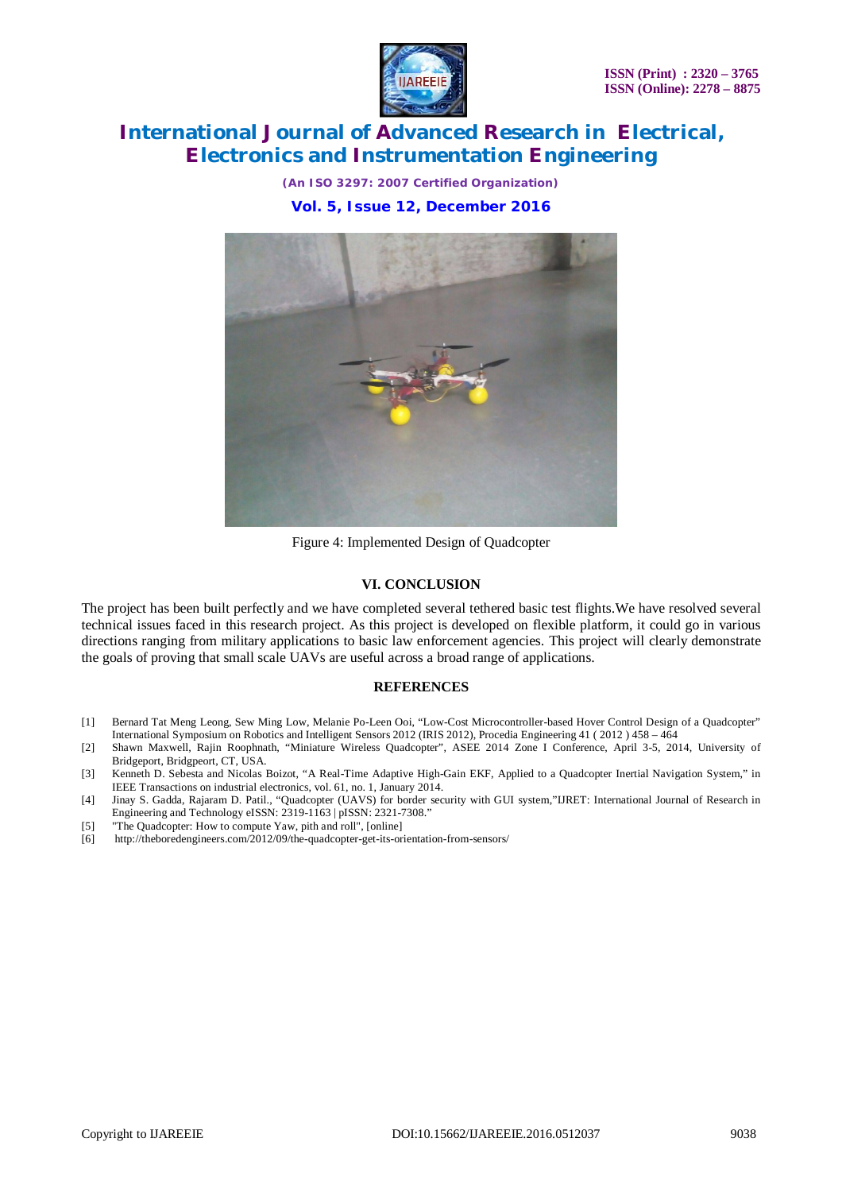Figure 4: Implemented Design of Quadcopter

## VI. CONCLUSION

The project has been built perfectly and we have completed several tethered basic test flights.We have resolved several technical issues faced in this research project. As this project is developed on flexible platform, it could go in various directions ranging from military applications to basic law enforcement agencies. This project will clearly demonstrate the goals of proving that small scale UAVs are useful across a broad range of applications.

## REFERENCES

[1] Bernard Tat Meng Leong, Sew Ming Low, Melanie Po-Leen Ooi, "Low-Cost Microcontroller-based Hover Control Design of a Quadcopter" International Symposium on Robotics and Intelligent Sensors 2012 (IRIS 2012), Procedia Engineering 41 ( 2012 ) 458 – 464

[2] Shawn Maxwell, Rajin Roophnath, "Miniature Wireless Quadcopter", ASEE 2014 Zone I Conference, April 3-5, 2014, University of Bridgeport, Bridgeport, CT, USA.

[3] Kenneth D. Sebesta and Nicolas Boizot, "A Real-Time Adaptive High-Gain EKF, Applied to a Quadcopter Inertial Navigation System," in IEEE Transactions on industrial electronics, vol. 61, no. 1, January 2014.

[4] Jinay S. Gadda, Rajaram D. Patil., "Quadcopter (UAVS) for border security with GUI system,"IJRET: International Journal of Research in Engineering and Technology eISSN: 2319-1163 | pISSN: 2321-7308."

[5] "The Quadcopter: How to compute Yaw, pith and roll", [online]

[6] http://theboredengineers.com/2012/09/the-quadcopter-get-its-orientation-from-sensors/